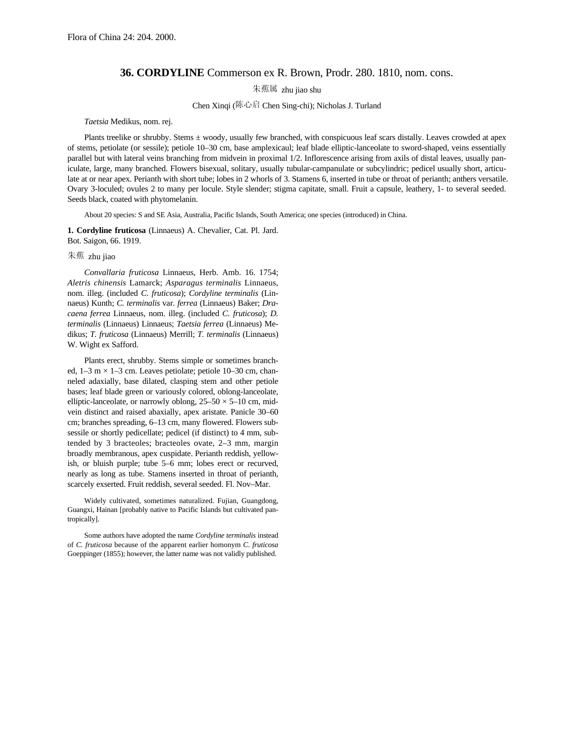Flora of China 24: 204. 2000.

# **36. CORDYLINE** Commerson ex R. Brown, Prodr. 280. 1810, nom. cons.

朱蕉属 zhu jiao shu

Chen Xinqi (陈心启 Chen Sing-chi); Nicholas J. Turland

*Taetsia* Medikus, nom. rej.

Plants treelike or shrubby. Stems ± woody, usually few branched, with conspicuous leaf scars distally. Leaves crowded at apex of stems, petiolate (or sessile); petiole 10–30 cm, base amplexicaul; leaf blade elliptic-lanceolate to sword-shaped, veins essentially parallel but with lateral veins branching from midvein in proximal 1/2. Inflorescence arising from axils of distal leaves, usually paniculate, large, many branched. Flowers bisexual, solitary, usually tubular-campanulate or subcylindric; pedicel usually short, articulate at or near apex. Perianth with short tube; lobes in 2 whorls of 3. Stamens 6, inserted in tube or throat of perianth; anthers versatile. Ovary 3-loculed; ovules 2 to many per locule. Style slender; stigma capitate, small. Fruit a capsule, leathery, 1- to several seeded. Seeds black, coated with phytomelanin.

About 20 species: S and SE Asia, Australia, Pacific Islands, South America; one species (introduced) in China.

**1. Cordyline fruticosa** (Linnaeus) A. Chevalier, Cat. Pl. Jard. Bot. Saigon, 66. 1919.

朱蕉 zhu jiao

*Convallaria fruticosa* Linnaeus, Herb. Amb. 16. 1754; *Aletris chinensis* Lamarck; *Asparagus terminalis* Linnaeus, nom. illeg. (included *C. fruticosa*); *Cordyline terminalis* (Linnaeus) Kunth; *C. terminalis* var. *ferrea* (Linnaeus) Baker; *Dracaena ferrea* Linnaeus, nom. illeg. (included *C. fruticosa*); *D. terminalis* (Linnaeus) Linnaeus; *Taetsia ferrea* (Linnaeus) Medikus; *T. fruticosa* (Linnaeus) Merrill; *T. terminalis* (Linnaeus) W. Wight ex Safford.

Plants erect, shrubby. Stems simple or sometimes branched, 1–3 m × 1–3 cm. Leaves petiolate; petiole 10–30 cm, channeled adaxially, base dilated, clasping stem and other petiole bases; leaf blade green or variously colored, oblong-lanceolate, elliptic-lanceolate, or narrowly oblong, 25–50 × 5–10 cm, midvein distinct and raised abaxially, apex aristate. Panicle 30–60 cm; branches spreading, 6–13 cm, many flowered. Flowers subsessile or shortly pedicellate; pedicel (if distinct) to 4 mm, subtended by 3 bracteoles; bracteoles ovate, 2–3 mm, margin broadly membranous, apex cuspidate. Perianth reddish, yellowish, or bluish purple; tube 5–6 mm; lobes erect or recurved, nearly as long as tube. Stamens inserted in throat of perianth, scarcely exserted. Fruit reddish, several seeded. Fl. Nov–Mar.

Widely cultivated, sometimes naturalized. Fujian, Guangdong, Guangxi, Hainan [probably native to Pacific Islands but cultivated pantropically].

Some authors have adopted the name *Cordyline terminalis* instead of *C. fruticosa* because of the apparent earlier homonym *C. fruticosa* Goeppinger (1855); however, the latter name was not validly published.